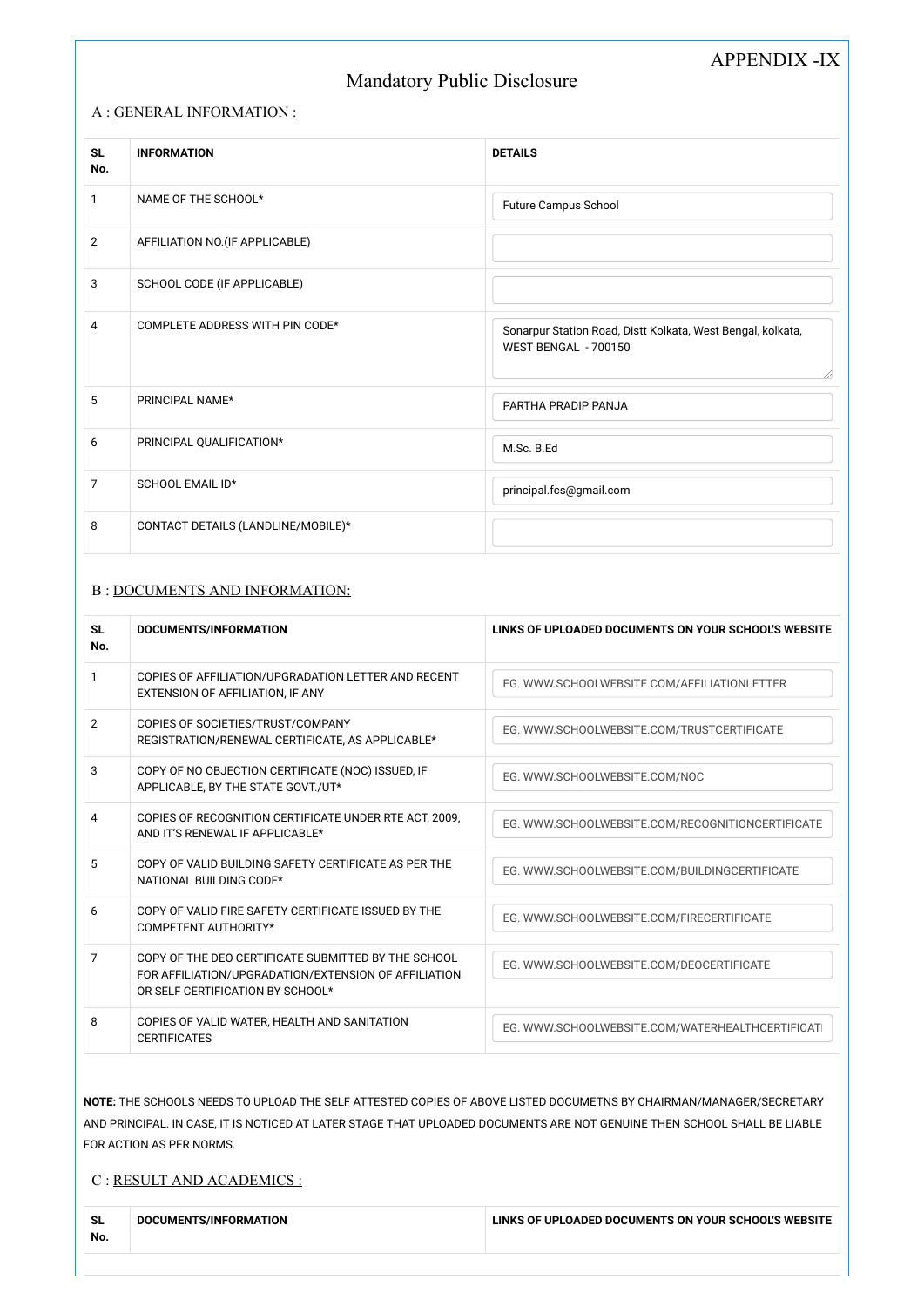APPENDIX -IX

# Mandatory Public Disclosure

## A : GENERAL INFORMATION :

| SL No. | INFORMATION | DETAILS |
|---|---|---|
| 1 | NAME OF THE SCHOOL* | Future Campus School |
| 2 | AFFILIATION NO.(IF APPLICABLE) | |
| 3 | SCHOOL CODE (IF APPLICABLE) | |
| 4 | COMPLETE ADDRESS WITH PIN CODE* | Sonarpur Station Road, Distt Kolkata, West Bengal, kolkata, WEST BENGAL - 700150 |
| 5 | PRINCIPAL NAME* | PARTHA PRADIP PANJA |
| 6 | PRINCIPAL QUALIFICATION* | M.Sc. B.Ed |
| 7 | SCHOOL EMAIL ID* | principal.fcs@gmail.com |
| 8 | CONTACT DETAILS (LANDLINE/MOBILE)* | |

## B : DOCUMENTS AND INFORMATION:

| SL No. | DOCUMENTS/INFORMATION | LINKS OF UPLOADED DOCUMENTS ON YOUR SCHOOL'S WEBSITE |
|---|---|---|
| 1 | COPIES OF AFFILIATION/UPGRADATION LETTER AND RECENT EXTENSION OF AFFILIATION, IF ANY | EG. WWW.SCHOOLWEBSITE.COM/AFFILIATIONLETTER |
| 2 | COPIES OF SOCIETIES/TRUST/COMPANY REGISTRATION/RENEWAL CERTIFICATE, AS APPLICABLE* | EG. WWW.SCHOOLWEBSITE.COM/TRUSTCERTIFICATE |
| 3 | COPY OF NO OBJECTION CERTIFICATE (NOC) ISSUED, IF APPLICABLE, BY THE STATE GOVT./UT* | EG. WWW.SCHOOLWEBSITE.COM/NOC |
| 4 | COPIES OF RECOGNITION CERTIFICATE UNDER RTE ACT, 2009, AND IT'S RENEWAL IF APPLICABLE* | EG. WWW.SCHOOLWEBSITE.COM/RECOGNITIONCERTIFICATE |
| 5 | COPY OF VALID BUILDING SAFETY CERTIFICATE AS PER THE NATIONAL BUILDING CODE* | EG. WWW.SCHOOLWEBSITE.COM/BUILDINGCERTIFICATE |
| 6 | COPY OF VALID FIRE SAFETY CERTIFICATE ISSUED BY THE COMPETENT AUTHORITY* | EG. WWW.SCHOOLWEBSITE.COM/FIRECERTIFICATE |
| 7 | COPY OF THE DEO CERTIFICATE SUBMITTED BY THE SCHOOL FOR AFFILIATION/UPGRADATION/EXTENSION OF AFFILIATION OR SELF CERTIFICATION BY SCHOOL* | EG. WWW.SCHOOLWEBSITE.COM/DEOCERTIFICATE |
| 8 | COPIES OF VALID WATER, HEALTH AND SANITATION CERTIFICATES | EG. WWW.SCHOOLWEBSITE.COM/WATERHEALTHCERTIFICATI |

**NOTE:** THE SCHOOLS NEEDS TO UPLOAD THE SELF ATTESTED COPIES OF ABOVE LISTED DOCUMETNS BY CHAIRMAN/MANAGER/SECRETARY AND PRINCIPAL. IN CASE, IT IS NOTICED AT LATER STAGE THAT UPLOADED DOCUMENTS ARE NOT GENUINE THEN SCHOOL SHALL BE LIABLE FOR ACTION AS PER NORMS.

## C : RESULT AND ACADEMICS :

| SL No. | DOCUMENTS/INFORMATION | LINKS OF UPLOADED DOCUMENTS ON YOUR SCHOOL'S WEBSITE |
|---|---|---|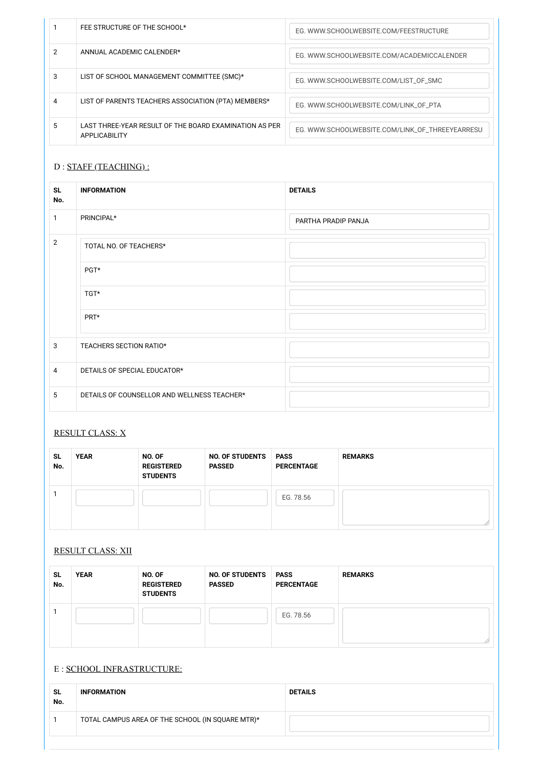| | | |
|---|---|---|
| 1 | FEE STRUCTURE OF THE SCHOOL* | EG. WWW.SCHOOLWEBSITE.COM/FEESTRUCTURE |
| 2 | ANNUAL ACADEMIC CALENDER* | EG. WWW.SCHOOLWEBSITE.COM/ACADEMICCALENDER |
| 3 | LIST OF SCHOOL MANAGEMENT COMMITTEE (SMC)* | EG. WWW.SCHOOLWEBSITE.COM/LIST_OF_SMC |
| 4 | LIST OF PARENTS TEACHERS ASSOCIATION (PTA) MEMBERS* | EG. WWW.SCHOOLWEBSITE.COM/LINK_OF_PTA |
| 5 | LAST THREE-YEAR RESULT OF THE BOARD EXAMINATION AS PER APPLICABILITY | EG. WWW.SCHOOLWEBSITE.COM/LINK_OF_THREEYEARRESU |

## D : STAFF (TEACHING) :

| SL No. | INFORMATION | DETAILS |
|---|---|---|
| 1 | PRINCIPAL* | PARTHA PRADIP PANJA |
| 2 | TOTAL NO. OF TEACHERS* | |
| | PGT* | |
| | TGT* | |
| | PRT* | |
| 3 | TEACHERS SECTION RATIO* | |
| 4 | DETAILS OF SPECIAL EDUCATOR* | |
| 5 | DETAILS OF COUNSELLOR AND WELLNESS TEACHER* | |

## RESULT CLASS: X

| SL No. | YEAR | NO. OF REGISTERED STUDENTS | NO. OF STUDENTS PASSED | PASS PERCENTAGE | REMARKS |
|---|---|---|---|---|---|
| 1 | | | | EG. 78.56 | |

## RESULT CLASS: XII

| SL No. | YEAR | NO. OF REGISTERED STUDENTS | NO. OF STUDENTS PASSED | PASS PERCENTAGE | REMARKS |
|---|---|---|---|---|---|
| 1 | | | | EG. 78.56 | |

## E : SCHOOL INFRASTRUCTURE:

| SL No. | INFORMATION | DETAILS |
|---|---|---|
| 1 | TOTAL CAMPUS AREA OF THE SCHOOL (IN SQUARE MTR)* | |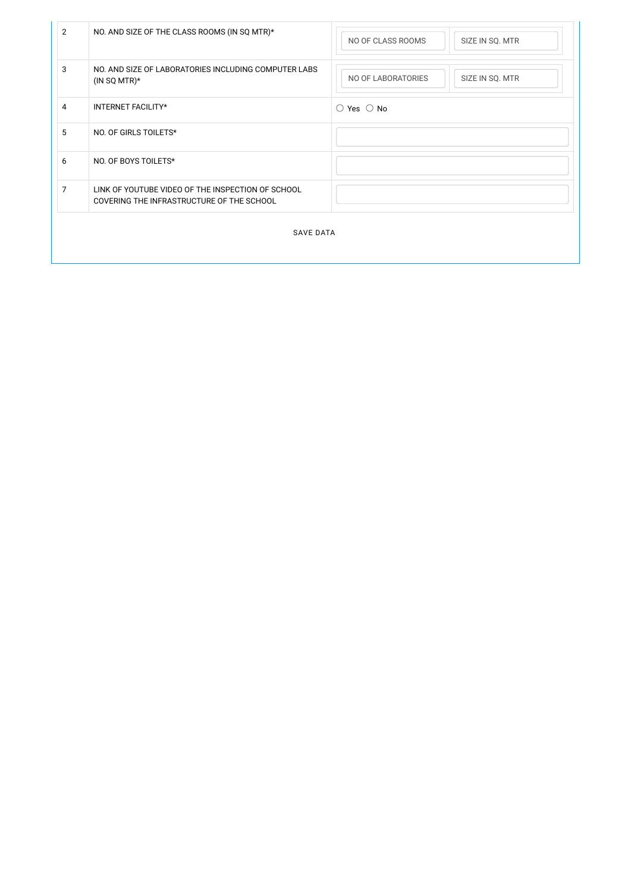| | | |
|---|---|---|
| 2 | NO. AND SIZE OF THE CLASS ROOMS (IN SQ MTR)* | NO OF CLASS ROOMS / SIZE IN SQ. MTR |
| 3 | NO. AND SIZE OF LABORATORIES INCLUDING COMPUTER LABS (IN SQ MTR)* | NO OF LABORATORIES / SIZE IN SQ. MTR |
| 4 | INTERNET FACILITY* | ○ Yes ○ No |
| 5 | NO. OF GIRLS TOILETS* | |
| 6 | NO. OF BOYS TOILETS* | |
| 7 | LINK OF YOUTUBE VIDEO OF THE INSPECTION OF SCHOOL COVERING THE INFRASTRUCTURE OF THE SCHOOL | |

SAVE DATA